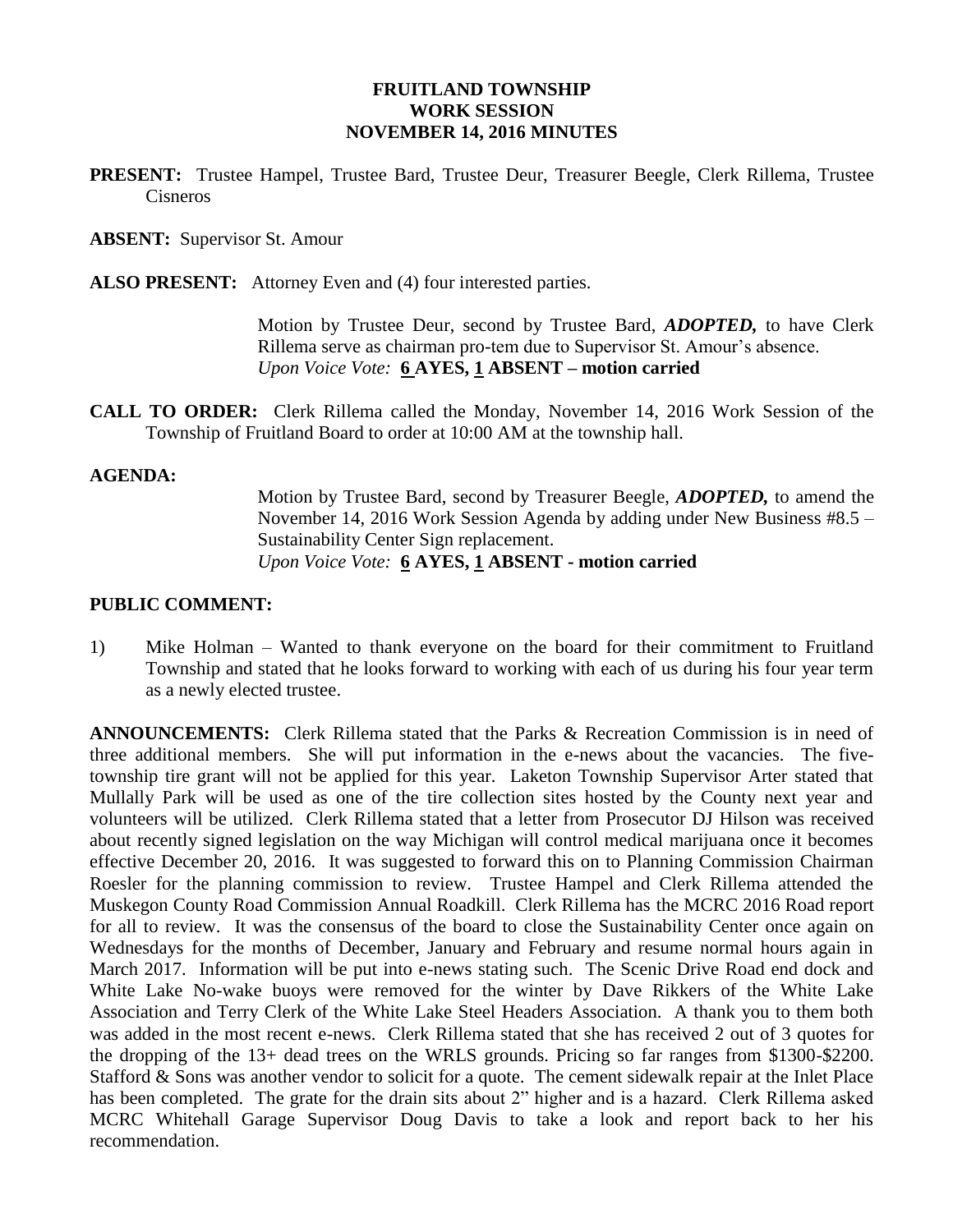**FRUITLAND TOWNSHIP**
**WORK SESSION**
**NOVEMBER 14, 2016 MINUTES**

**PRESENT:** Trustee Hampel, Trustee Bard, Trustee Deur, Treasurer Beegle, Clerk Rillema, Trustee Cisneros

**ABSENT:** Supervisor St. Amour

**ALSO PRESENT:** Attorney Even and (4) four interested parties.

> Motion by Trustee Deur, second by Trustee Bard, ***ADOPTED,*** to have Clerk Rillema serve as chairman pro-tem due to Supervisor St. Amour's absence.
> *Upon Voice Vote:* **6 AYES, 1 ABSENT – motion carried**

**CALL TO ORDER:** Clerk Rillema called the Monday, November 14, 2016 Work Session of the Township of Fruitland Board to order at 10:00 AM at the township hall.

**AGENDA:**

> Motion by Trustee Bard, second by Treasurer Beegle, ***ADOPTED,*** to amend the November 14, 2016 Work Session Agenda by adding under New Business #8.5 – Sustainability Center Sign replacement.
> *Upon Voice Vote:* **6 AYES, 1 ABSENT - motion carried**

**PUBLIC COMMENT:**

1) Mike Holman – Wanted to thank everyone on the board for their commitment to Fruitland Township and stated that he looks forward to working with each of us during his four year term as a newly elected trustee.

**ANNOUNCEMENTS:** Clerk Rillema stated that the Parks & Recreation Commission is in need of three additional members. She will put information in the e-news about the vacancies. The five-township tire grant will not be applied for this year. Laketon Township Supervisor Arter stated that Mullally Park will be used as one of the tire collection sites hosted by the County next year and volunteers will be utilized. Clerk Rillema stated that a letter from Prosecutor DJ Hilson was received about recently signed legislation on the way Michigan will control medical marijuana once it becomes effective December 20, 2016. It was suggested to forward this on to Planning Commission Chairman Roesler for the planning commission to review. Trustee Hampel and Clerk Rillema attended the Muskegon County Road Commission Annual Roadkill. Clerk Rillema has the MCRC 2016 Road report for all to review. It was the consensus of the board to close the Sustainability Center once again on Wednesdays for the months of December, January and February and resume normal hours again in March 2017. Information will be put into e-news stating such. The Scenic Drive Road end dock and White Lake No-wake buoys were removed for the winter by Dave Rikkers of the White Lake Association and Terry Clerk of the White Lake Steel Headers Association. A thank you to them both was added in the most recent e-news. Clerk Rillema stated that she has received 2 out of 3 quotes for the dropping of the 13+ dead trees on the WRLS grounds. Pricing so far ranges from $1300-$2200. Stafford & Sons was another vendor to solicit for a quote. The cement sidewalk repair at the Inlet Place has been completed. The grate for the drain sits about 2" higher and is a hazard. Clerk Rillema asked MCRC Whitehall Garage Supervisor Doug Davis to take a look and report back to her his recommendation.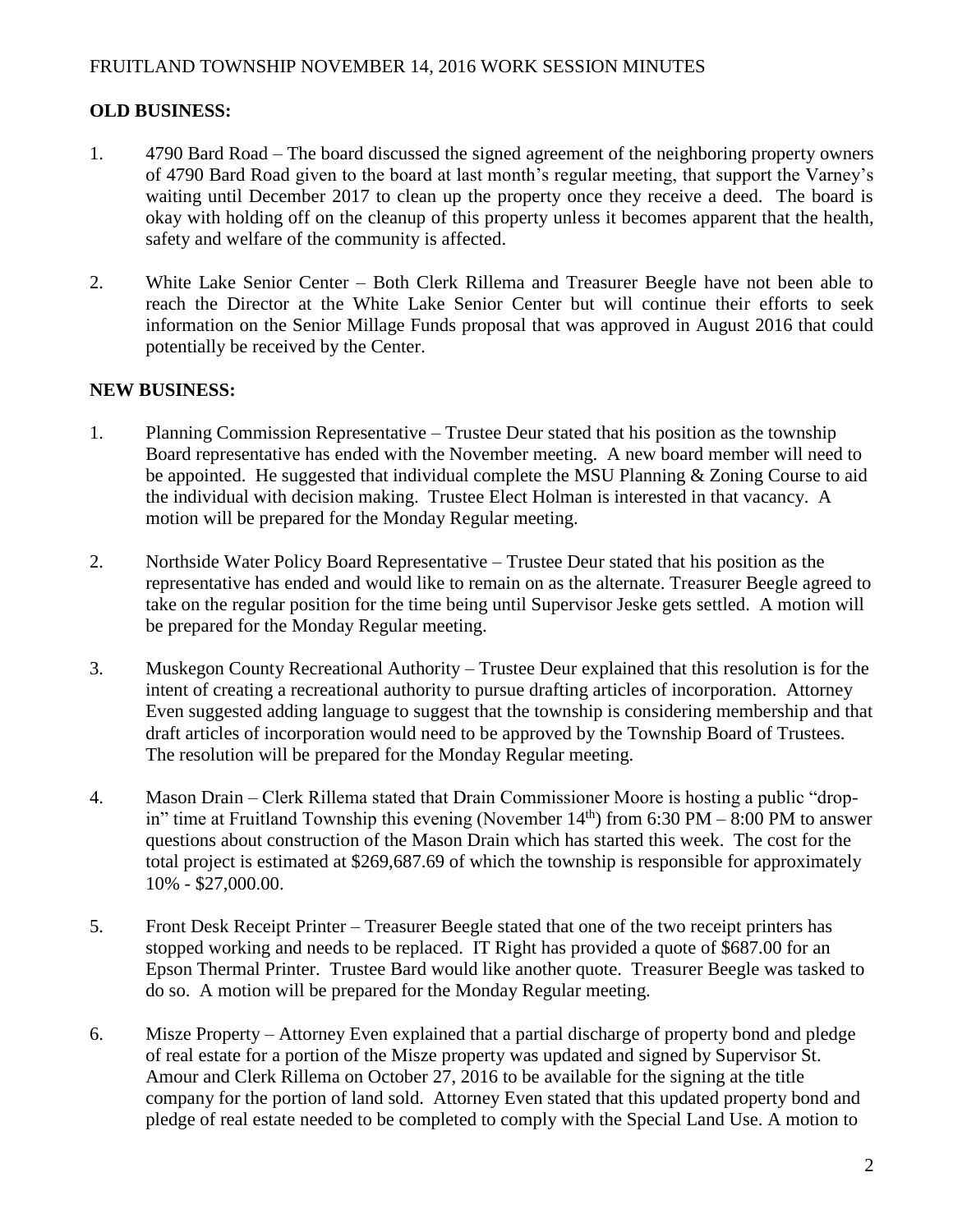**OLD BUSINESS:**

1. 4790 Bard Road – The board discussed the signed agreement of the neighboring property owners of 4790 Bard Road given to the board at last month's regular meeting, that support the Varney's waiting until December 2017 to clean up the property once they receive a deed. The board is okay with holding off on the cleanup of this property unless it becomes apparent that the health, safety and welfare of the community is affected.

2. White Lake Senior Center – Both Clerk Rillema and Treasurer Beegle have not been able to reach the Director at the White Lake Senior Center but will continue their efforts to seek information on the Senior Millage Funds proposal that was approved in August 2016 that could potentially be received by the Center.

**NEW BUSINESS:**

1. Planning Commission Representative – Trustee Deur stated that his position as the township Board representative has ended with the November meeting. A new board member will need to be appointed. He suggested that individual complete the MSU Planning & Zoning Course to aid the individual with decision making. Trustee Elect Holman is interested in that vacancy. A motion will be prepared for the Monday Regular meeting.

2. Northside Water Policy Board Representative – Trustee Deur stated that his position as the representative has ended and would like to remain on as the alternate. Treasurer Beegle agreed to take on the regular position for the time being until Supervisor Jeske gets settled. A motion will be prepared for the Monday Regular meeting.

3. Muskegon County Recreational Authority – Trustee Deur explained that this resolution is for the intent of creating a recreational authority to pursue drafting articles of incorporation. Attorney Even suggested adding language to suggest that the township is considering membership and that draft articles of incorporation would need to be approved by the Township Board of Trustees. The resolution will be prepared for the Monday Regular meeting.

4. Mason Drain – Clerk Rillema stated that Drain Commissioner Moore is hosting a public "drop-in" time at Fruitland Township this evening (November 14th) from 6:30 PM – 8:00 PM to answer questions about construction of the Mason Drain which has started this week. The cost for the total project is estimated at $269,687.69 of which the township is responsible for approximately 10% - $27,000.00.

5. Front Desk Receipt Printer – Treasurer Beegle stated that one of the two receipt printers has stopped working and needs to be replaced. IT Right has provided a quote of $687.00 for an Epson Thermal Printer. Trustee Bard would like another quote. Treasurer Beegle was tasked to do so. A motion will be prepared for the Monday Regular meeting.

6. Misze Property – Attorney Even explained that a partial discharge of property bond and pledge of real estate for a portion of the Misze property was updated and signed by Supervisor St. Amour and Clerk Rillema on October 27, 2016 to be available for the signing at the title company for the portion of land sold. Attorney Even stated that this updated property bond and pledge of real estate needed to be completed to comply with the Special Land Use. A motion to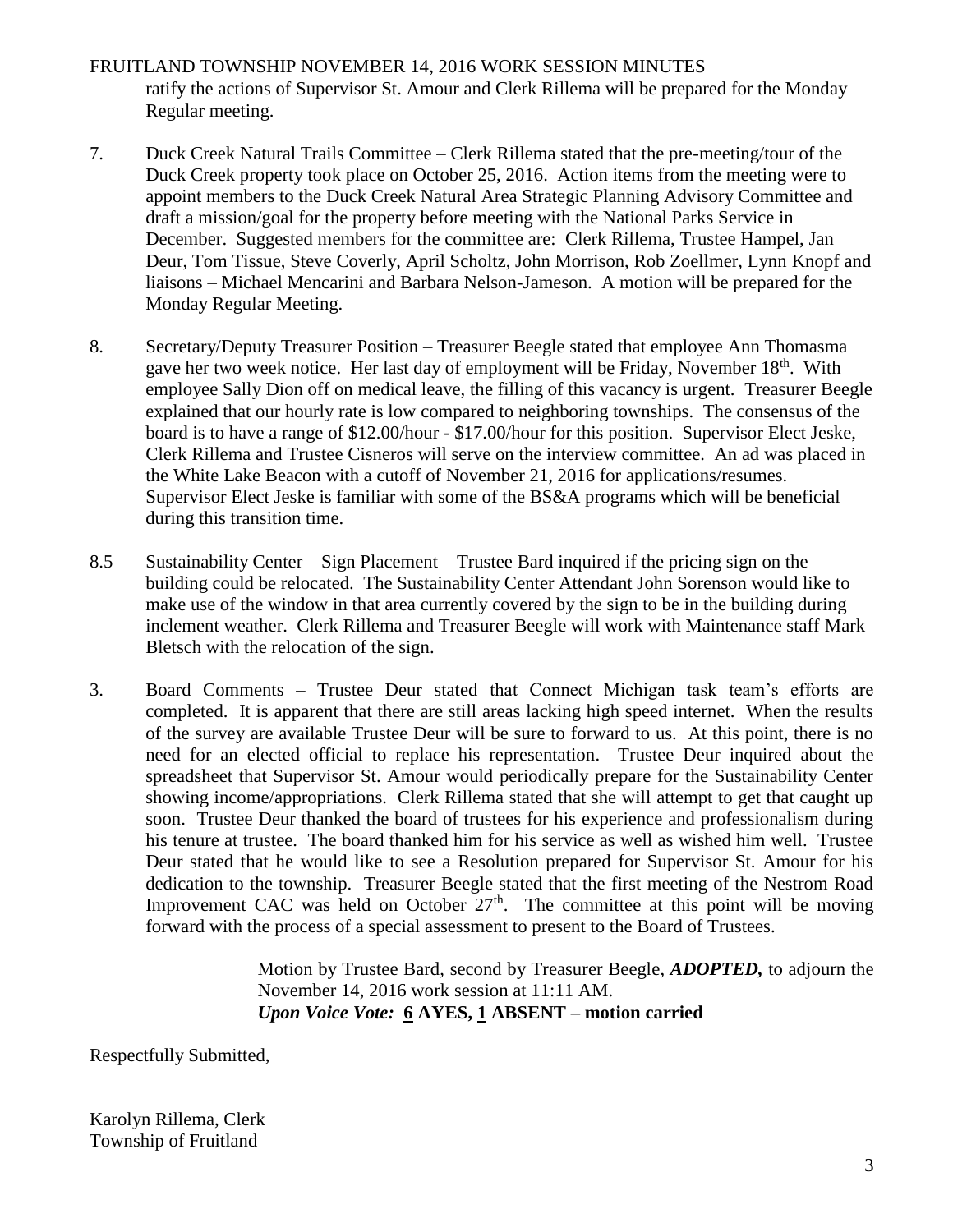ratify the actions of Supervisor St. Amour and Clerk Rillema will be prepared for the Monday Regular meeting.

7. Duck Creek Natural Trails Committee – Clerk Rillema stated that the pre-meeting/tour of the Duck Creek property took place on October 25, 2016. Action items from the meeting were to appoint members to the Duck Creek Natural Area Strategic Planning Advisory Committee and draft a mission/goal for the property before meeting with the National Parks Service in December. Suggested members for the committee are: Clerk Rillema, Trustee Hampel, Jan Deur, Tom Tissue, Steve Coverly, April Scholtz, John Morrison, Rob Zoellmer, Lynn Knopf and liaisons – Michael Mencarini and Barbara Nelson-Jameson. A motion will be prepared for the Monday Regular Meeting.

8. Secretary/Deputy Treasurer Position – Treasurer Beegle stated that employee Ann Thomasma gave her two week notice. Her last day of employment will be Friday, November 18th. With employee Sally Dion off on medical leave, the filling of this vacancy is urgent. Treasurer Beegle explained that our hourly rate is low compared to neighboring townships. The consensus of the board is to have a range of $12.00/hour - $17.00/hour for this position. Supervisor Elect Jeske, Clerk Rillema and Trustee Cisneros will serve on the interview committee. An ad was placed in the White Lake Beacon with a cutoff of November 21, 2016 for applications/resumes. Supervisor Elect Jeske is familiar with some of the BS&A programs which will be beneficial during this transition time.

8.5 Sustainability Center – Sign Placement – Trustee Bard inquired if the pricing sign on the building could be relocated. The Sustainability Center Attendant John Sorenson would like to make use of the window in that area currently covered by the sign to be in the building during inclement weather. Clerk Rillema and Treasurer Beegle will work with Maintenance staff Mark Bletsch with the relocation of the sign.

3. Board Comments – Trustee Deur stated that Connect Michigan task team's efforts are completed. It is apparent that there are still areas lacking high speed internet. When the results of the survey are available Trustee Deur will be sure to forward to us. At this point, there is no need for an elected official to replace his representation. Trustee Deur inquired about the spreadsheet that Supervisor St. Amour would periodically prepare for the Sustainability Center showing income/appropriations. Clerk Rillema stated that she will attempt to get that caught up soon. Trustee Deur thanked the board of trustees for his experience and professionalism during his tenure at trustee. The board thanked him for his service as well as wished him well. Trustee Deur stated that he would like to see a Resolution prepared for Supervisor St. Amour for his dedication to the township. Treasurer Beegle stated that the first meeting of the Nestrom Road Improvement CAC was held on October 27th. The committee at this point will be moving forward with the process of a special assessment to present to the Board of Trustees.

Motion by Trustee Bard, second by Treasurer Beegle, ***ADOPTED,*** to adjourn the November 14, 2016 work session at 11:11 AM.
***Upon Voice Vote:* 6 AYES, 1 ABSENT – motion carried**

Respectfully Submitted,

Karolyn Rillema, Clerk
Township of Fruitland